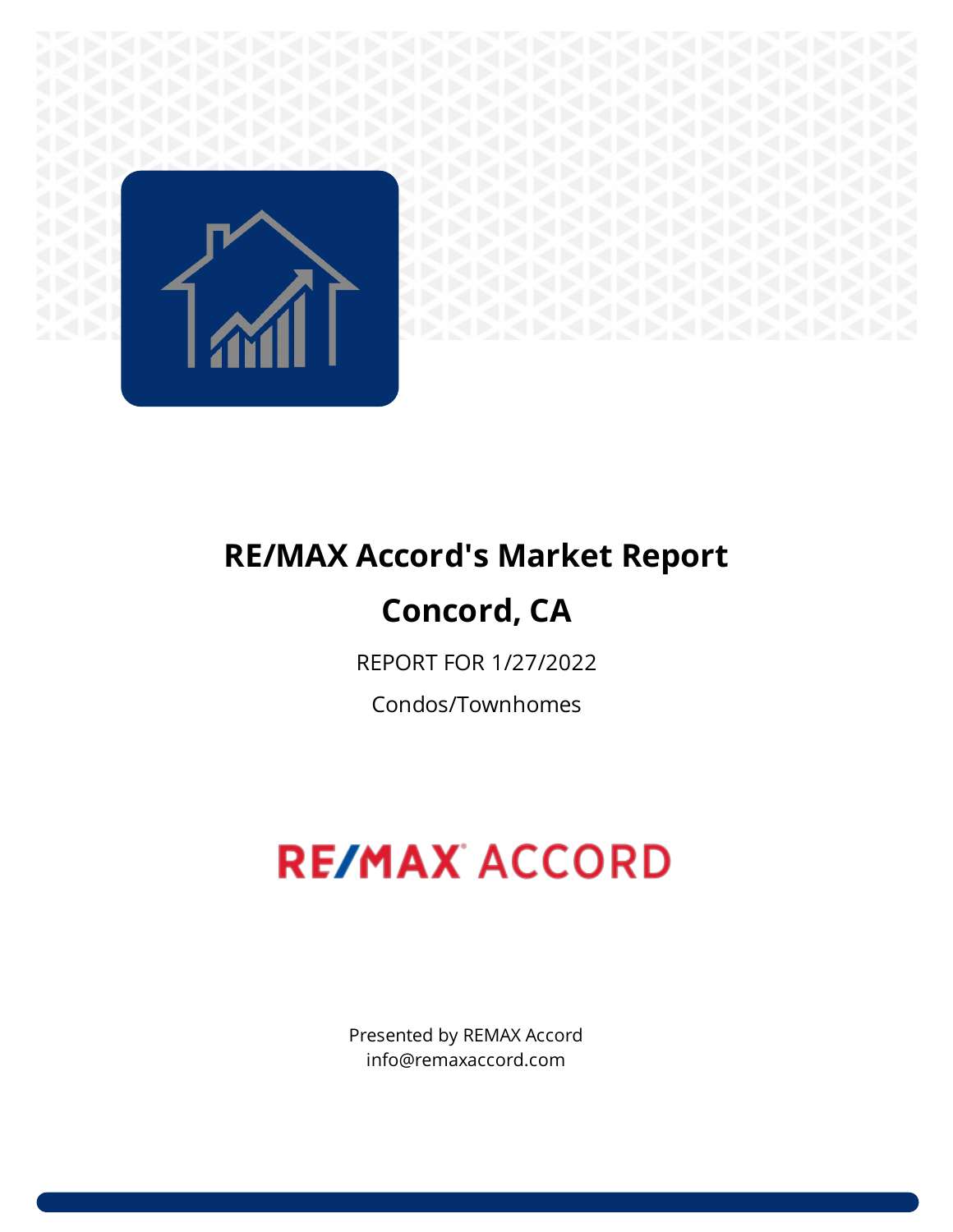# RE/MAX Accord's Market Report

# Concord, CA

REPORT FOR 1/27/2022

Condos/Townhomes

RE/MAX ACCORD

Presented by REMAX Accord
info@remaxaccord.com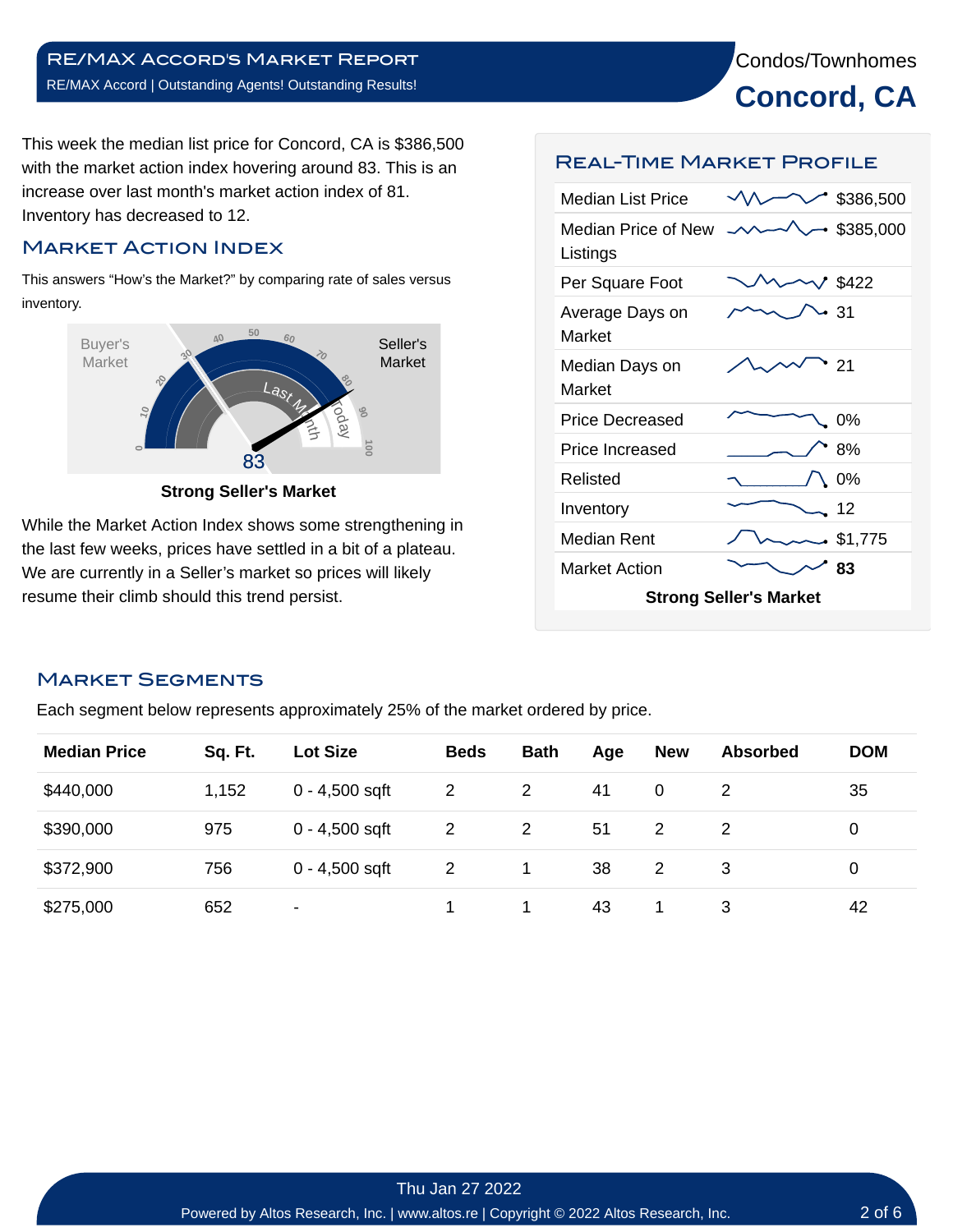# Condos/Townhomes

# Concord, CA

This week the median list price for Concord, CA is $386,500 with the market action index hovering around 83. This is an increase over last month's market action index of 81. Inventory has decreased to 12.

## Market Action Index

This answers "How's the Market?" by comparing rate of sales versus inventory.

Buyer's Market | Seller's Market

83

**Strong Seller's Market**

While the Market Action Index shows some strengthening in the last few weeks, prices have settled in a bit of a plateau. We are currently in a Seller's market so prices will likely resume their climb should this trend persist.

## Real-Time Market Profile

| | |
|---|---|
| Median List Price | $386,500 |
| Median Price of New Listings | $385,000 |
| Per Square Foot | $422 |
| Average Days on Market | 31 |
| Median Days on Market | 21 |
| Price Decreased | 0% |
| Price Increased | 8% |
| Relisted | 0% |
| Inventory | 12 |
| Median Rent | $1,775 |
| Market Action | **83** |

**Strong Seller's Market**

## Market Segments

Each segment below represents approximately 25% of the market ordered by price.

| Median Price | Sq. Ft. | Lot Size | Beds | Bath | Age | New | Absorbed | DOM |
|---|---|---|---|---|---|---|---|---|
| $440,000 | 1,152 | 0 - 4,500 sqft | 2 | 2 | 41 | 0 | 2 | 35 |
| $390,000 | 975 | 0 - 4,500 sqft | 2 | 2 | 51 | 2 | 2 | 0 |
| $372,900 | 756 | 0 - 4,500 sqft | 2 | 1 | 38 | 2 | 3 | 0 |
| $275,000 | 652 | - | 1 | 1 | 43 | 1 | 3 | 42 |

Thu Jan 27 2022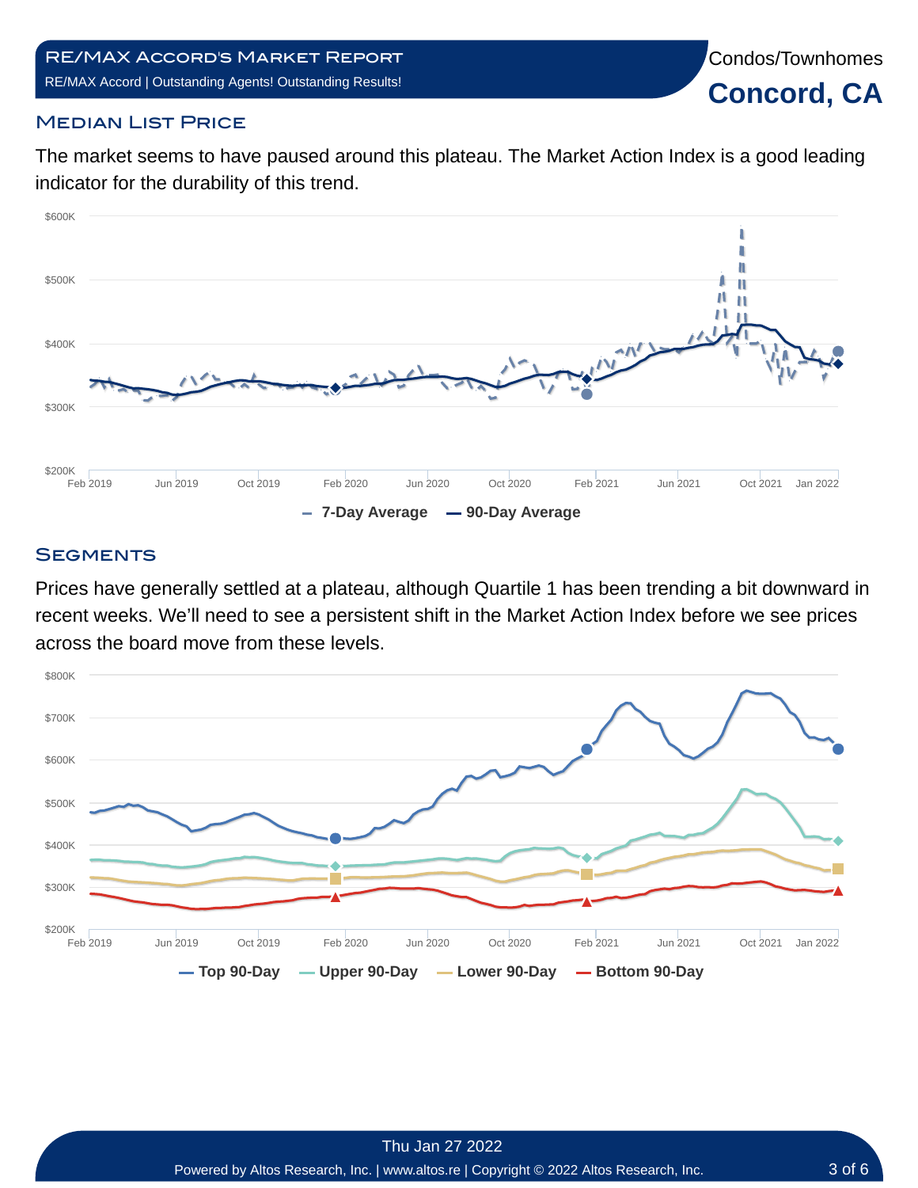## Median List Price

The market seems to have paused around this plateau. The Market Action Index is a good leading indicator for the durability of this trend.

## Segments

Prices have generally settled at a plateau, although Quartile 1 has been trending a bit downward in recent weeks. We’ll need to see a persistent shift in the Market Action Index before we see prices across the board move from these levels.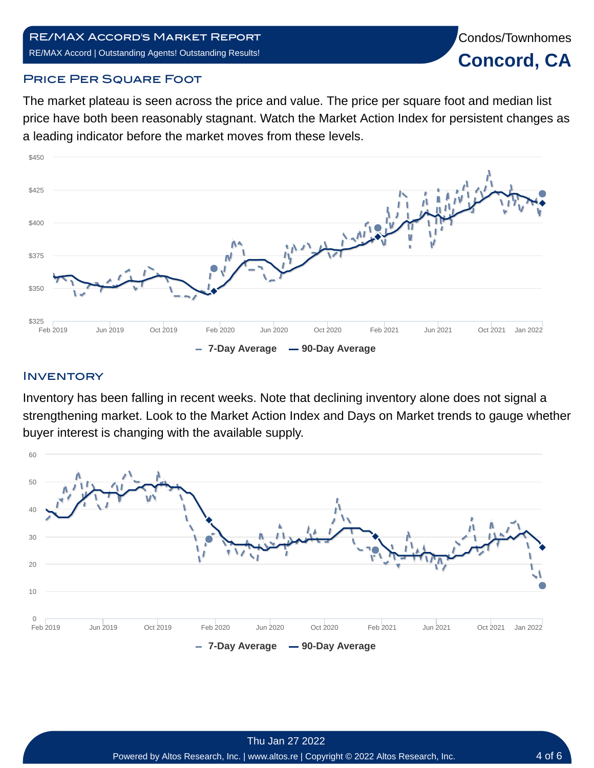Condos/Townhomes

# Concord, CA

## Price Per Square Foot

The market plateau is seen across the price and value. The price per square foot and median list price have both been reasonably stagnant. Watch the Market Action Index for persistent changes as a leading indicator before the market moves from these levels.

## Inventory

Inventory has been falling in recent weeks. Note that declining inventory alone does not signal a strengthening market. Look to the Market Action Index and Days on Market trends to gauge whether buyer interest is changing with the available supply.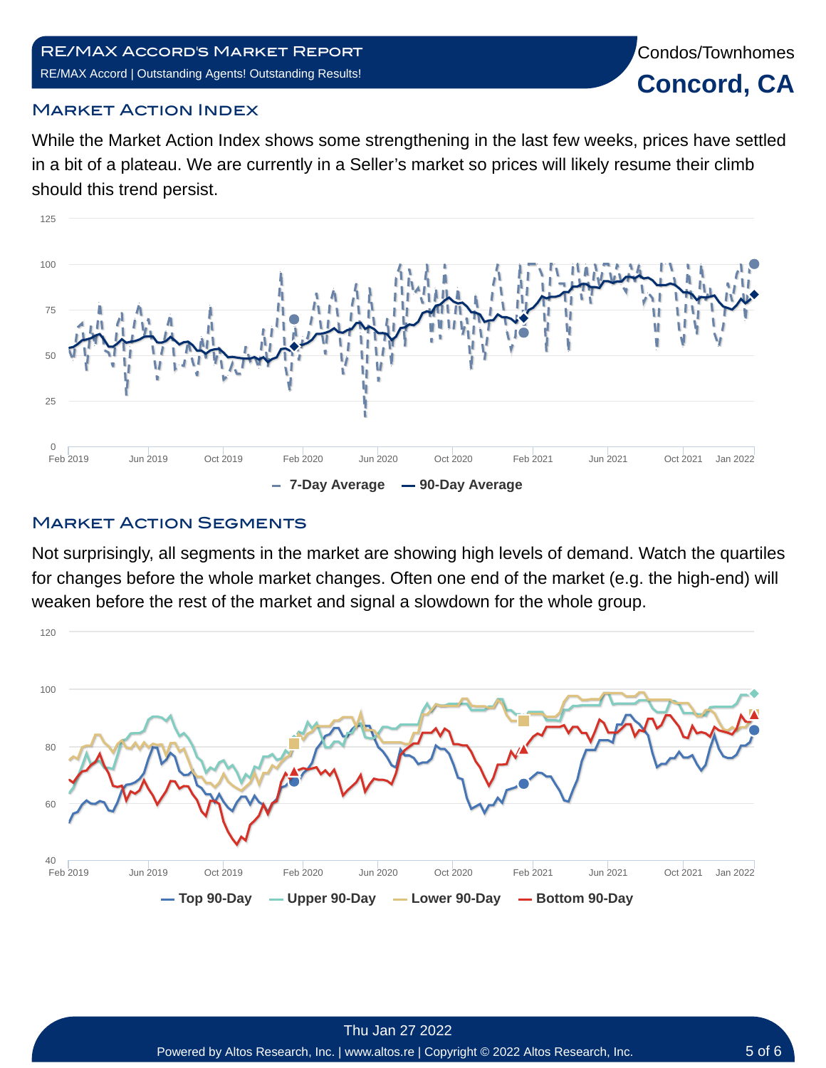## Market Action Index

While the Market Action Index shows some strengthening in the last few weeks, prices have settled in a bit of a plateau. We are currently in a Seller's market so prices will likely resume their climb should this trend persist.

## Market Action Segments

Not surprisingly, all segments in the market are showing high levels of demand. Watch the quartiles for changes before the whole market changes. Often one end of the market (e.g. the high-end) will weaken before the rest of the market and signal a slowdown for the whole group.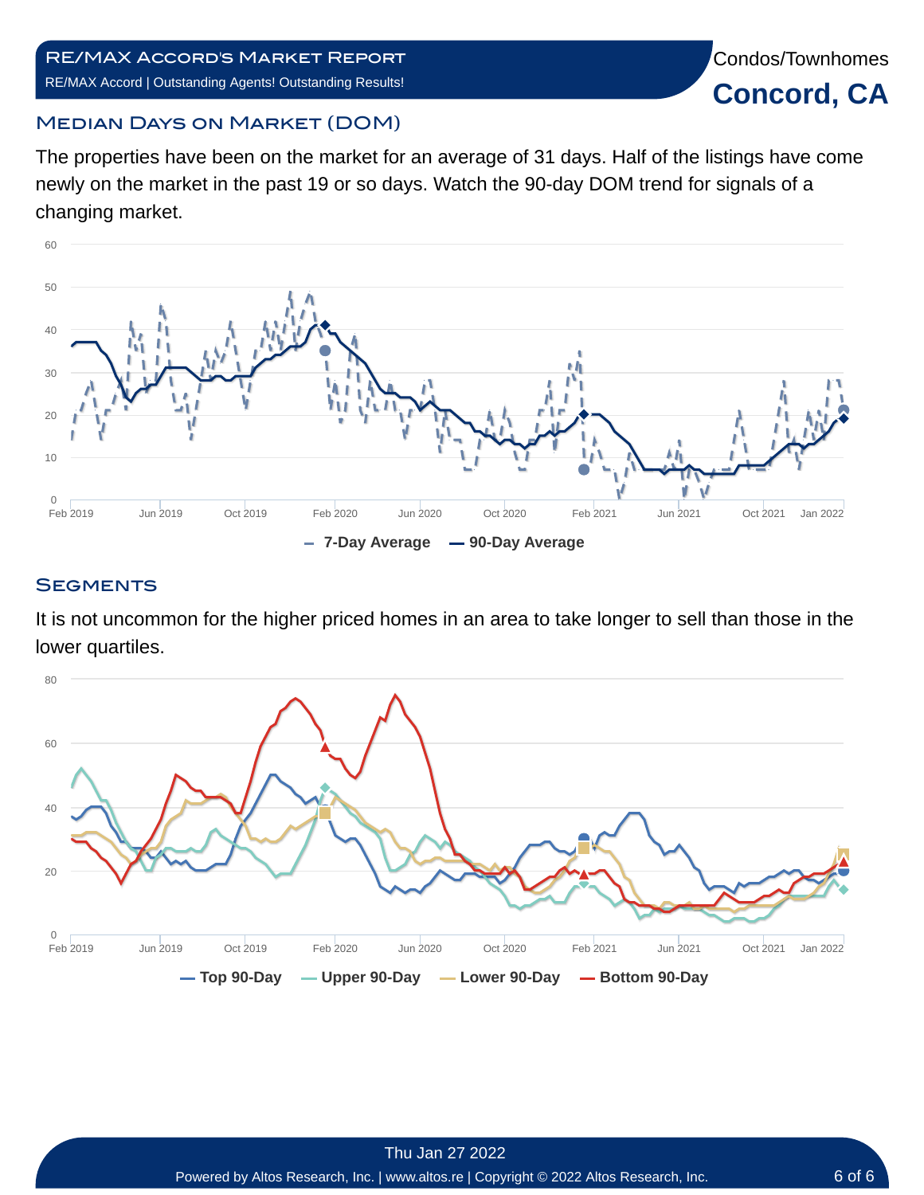RE/MAX Accord's Market Report

RE/MAX Accord | Outstanding Agents! Outstanding Results!

Condos/Townhomes

# Concord, CA

## Median Days on Market (DOM)

The properties have been on the market for an average of 31 days. Half of the listings have come newly on the market in the past 19 or so days. Watch the 90-day DOM trend for signals of a changing market.

60
50
40
30
20
10
0

Feb 2019 Jun 2019 Oct 2019 Feb 2020 Jun 2020 Oct 2020 Feb 2021 Jun 2021 Oct 2021 Jan 2022

7-Day Average 90-Day Average

## Segments

It is not uncommon for the higher priced homes in an area to take longer to sell than those in the lower quartiles.

80
60
40
20
0

Feb 2019 Jun 2019 Oct 2019 Feb 2020 Jun 2020 Oct 2020 Feb 2021 Jun 2021 Oct 2021 Jan 2022

Top 90-Day Upper 90-Day Lower 90-Day Bottom 90-Day

Thu Jan 27 2022

Powered by Altos Research, Inc. | www.altos.re | Copyright © 2022 Altos Research, Inc.